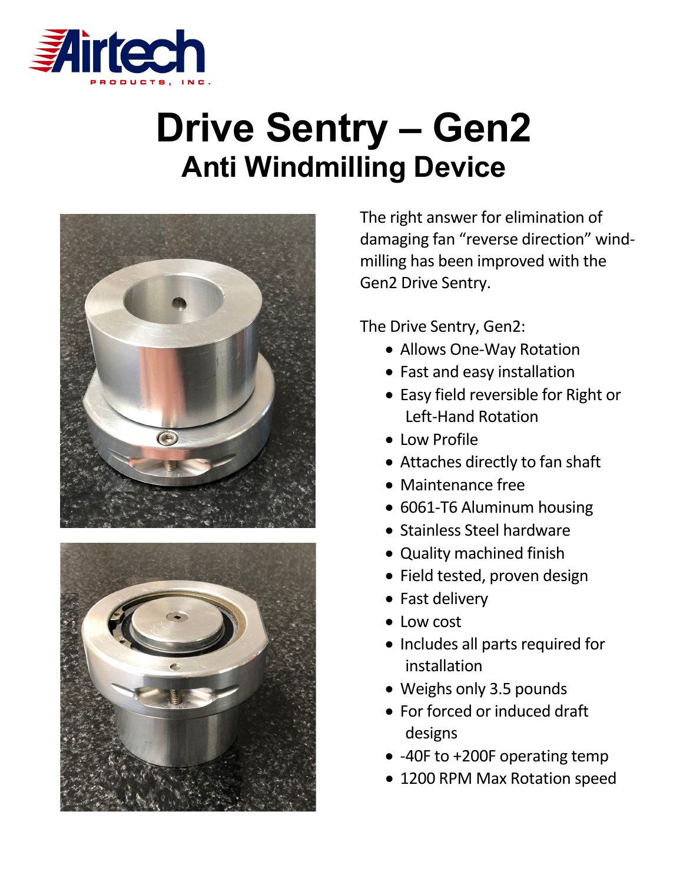Airtech
PRODUCTS, INC.

# Drive Sentry – Gen2

## Anti Windmilling Device

The right answer for elimination of damaging fan "reverse direction" wind-milling has been improved with the Gen2 Drive Sentry.

The Drive Sentry, Gen2:

- Allows One-Way Rotation
- Fast and easy installation
- Easy field reversible for Right or Left-Hand Rotation
- Low Profile
- Attaches directly to fan shaft
- Maintenance free
- 6061-T6 Aluminum housing
- Stainless Steel hardware
- Quality machined finish
- Field tested, proven design
- Fast delivery
- Low cost
- Includes all parts required for installation
- Weighs only 3.5 pounds
- For forced or induced draft designs
- -40F to +200F operating temp
- 1200 RPM Max Rotation speed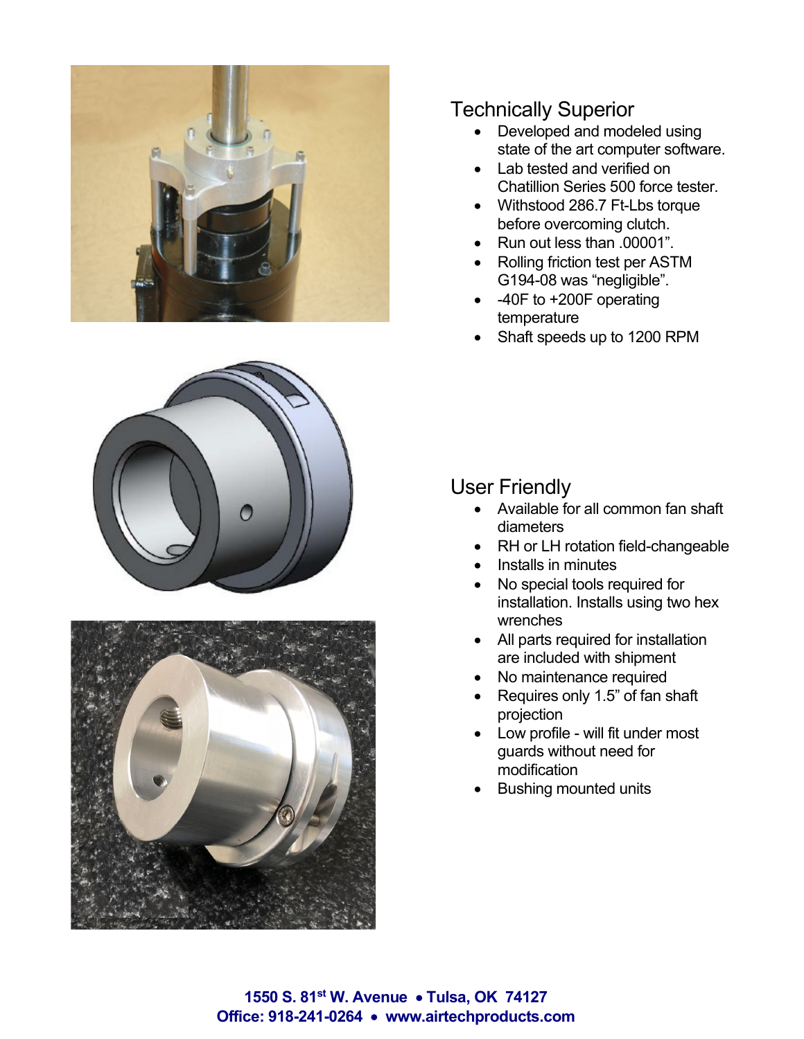## Technically Superior

- Developed and modeled using state of the art computer software.
- Lab tested and verified on Chatillion Series 500 force tester.
- Withstood 286.7 Ft-Lbs torque before overcoming clutch.
- Run out less than .00001”.
- Rolling friction test per ASTM G194-08 was “negligible”.
- -40F to +200F operating temperature
- Shaft speeds up to 1200 RPM

## User Friendly

- Available for all common fan shaft diameters
- RH or LH rotation field-changeable
- Installs in minutes
- No special tools required for installation. Installs using two hex wrenches
- All parts required for installation are included with shipment
- No maintenance required
- Requires only 1.5” of fan shaft projection
- Low profile - will fit under most guards without need for modification
- Bushing mounted units

**1550 S. 81st W. Avenue • Tulsa, OK 74127**
**Office: 918-241-0264 • www.airtechproducts.com**